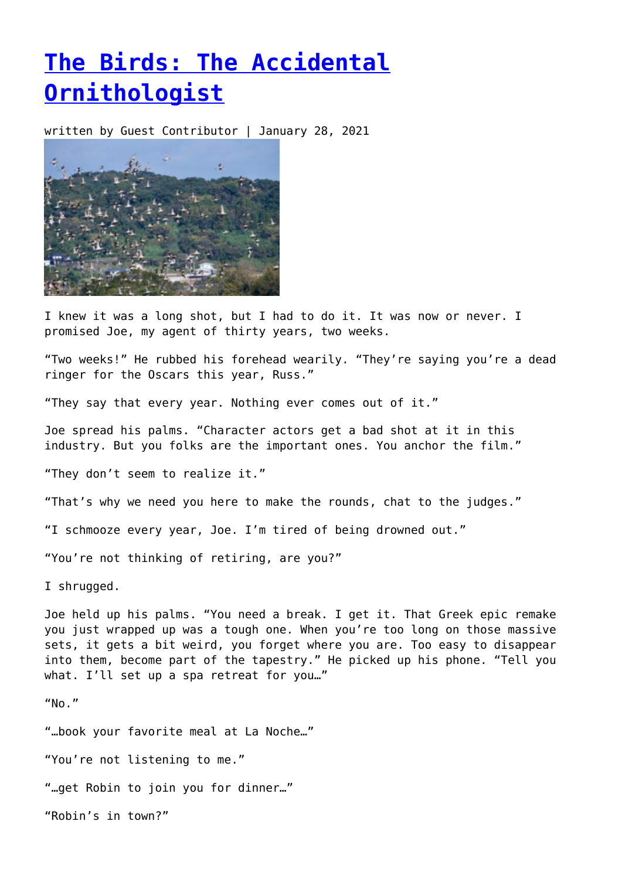# [The Birds: The Accidental Ornithologist]()

written by Guest Contributor | January 28, 2021

I knew it was a long shot, but I had to do it. It was now or never. I promised Joe, my agent of thirty years, two weeks.

"Two weeks!" He rubbed his forehead wearily. "They're saying you're a dead ringer for the Oscars this year, Russ."

"They say that every year. Nothing ever comes out of it."

Joe spread his palms. "Character actors get a bad shot at it in this industry. But you folks are the important ones. You anchor the film."

"They don't seem to realize it."

"That's why we need you here to make the rounds, chat to the judges."

"I schmooze every year, Joe. I'm tired of being drowned out."

"You're not thinking of retiring, are you?"

I shrugged.

Joe held up his palms. "You need a break. I get it. That Greek epic remake you just wrapped up was a tough one. When you're too long on those massive sets, it gets a bit weird, you forget where you are. Too easy to disappear into them, become part of the tapestry." He picked up his phone. "Tell you what. I'll set up a spa retreat for you…"

"No."

"…book your favorite meal at La Noche…"

"You're not listening to me."

"…get Robin to join you for dinner…"

"Robin's in town?"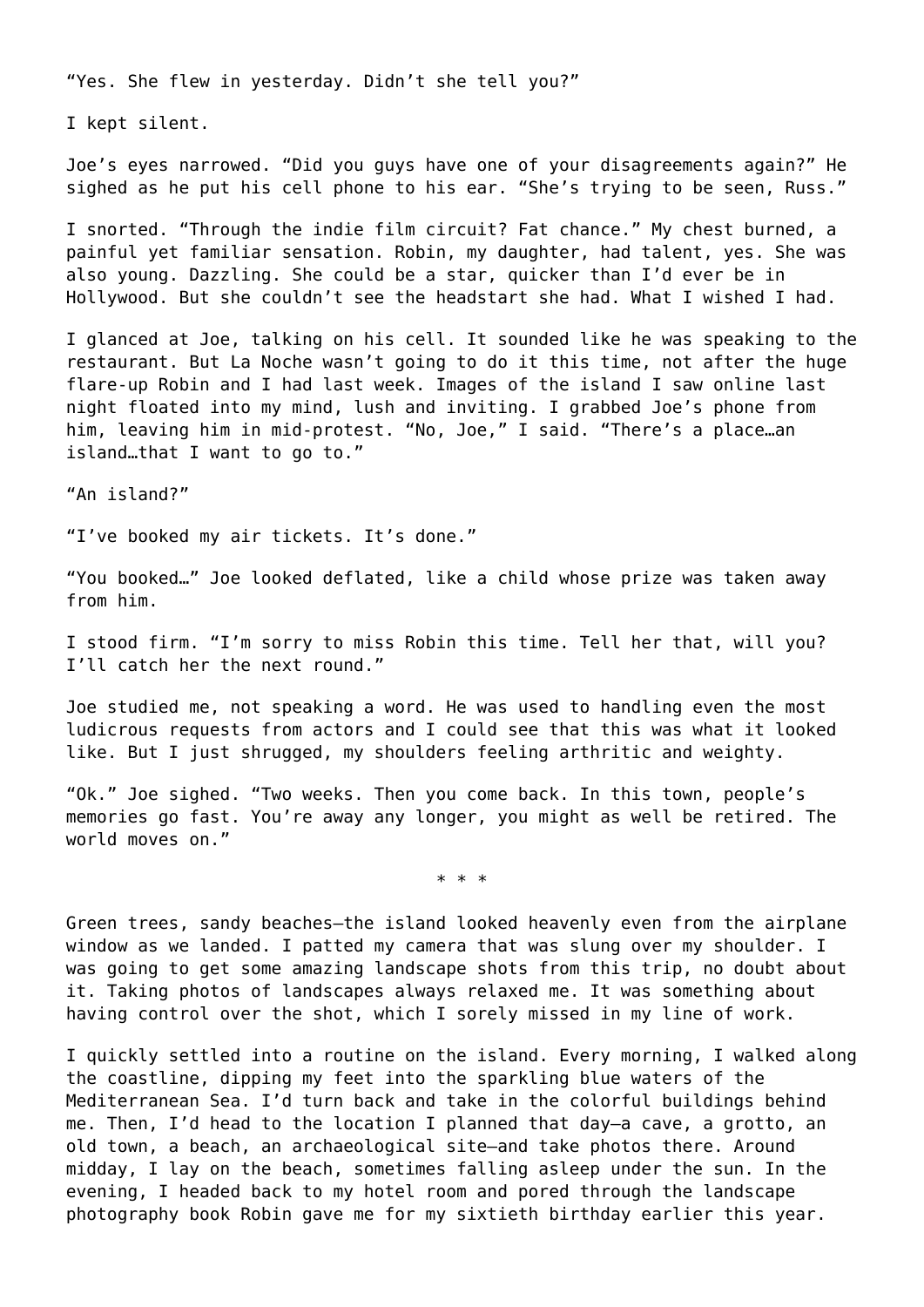"Yes. She flew in yesterday. Didn't she tell you?"

I kept silent.

Joe's eyes narrowed. "Did you guys have one of your disagreements again?" He sighed as he put his cell phone to his ear. "She's trying to be seen, Russ."

I snorted. "Through the indie film circuit? Fat chance." My chest burned, a painful yet familiar sensation. Robin, my daughter, had talent, yes. She was also young. Dazzling. She could be a star, quicker than I'd ever be in Hollywood. But she couldn't see the headstart she had. What I wished I had.

I glanced at Joe, talking on his cell. It sounded like he was speaking to the restaurant. But La Noche wasn't going to do it this time, not after the huge flare-up Robin and I had last week. Images of the island I saw online last night floated into my mind, lush and inviting. I grabbed Joe's phone from him, leaving him in mid-protest. "No, Joe," I said. "There's a place…an island…that I want to go to."

"An island?"

"I've booked my air tickets. It's done."

"You booked…" Joe looked deflated, like a child whose prize was taken away from him.

I stood firm. "I'm sorry to miss Robin this time. Tell her that, will you? I'll catch her the next round."

Joe studied me, not speaking a word. He was used to handling even the most ludicrous requests from actors and I could see that this was what it looked like. But I just shrugged, my shoulders feeling arthritic and weighty.

"Ok." Joe sighed. "Two weeks. Then you come back. In this town, people's memories go fast. You're away any longer, you might as well be retired. The world moves on."

\* \* \*

Green trees, sandy beaches—the island looked heavenly even from the airplane window as we landed. I patted my camera that was slung over my shoulder. I was going to get some amazing landscape shots from this trip, no doubt about it. Taking photos of landscapes always relaxed me. It was something about having control over the shot, which I sorely missed in my line of work.

I quickly settled into a routine on the island. Every morning, I walked along the coastline, dipping my feet into the sparkling blue waters of the Mediterranean Sea. I'd turn back and take in the colorful buildings behind me. Then, I'd head to the location I planned that day—a cave, a grotto, an old town, a beach, an archaeological site—and take photos there. Around midday, I lay on the beach, sometimes falling asleep under the sun. In the evening, I headed back to my hotel room and pored through the landscape photography book Robin gave me for my sixtieth birthday earlier this year.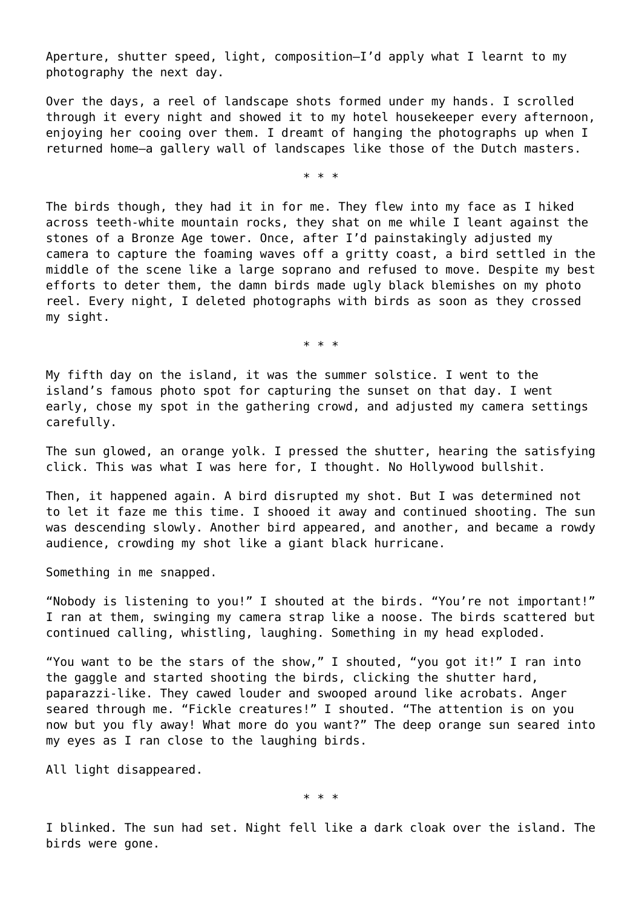Aperture, shutter speed, light, composition—I'd apply what I learnt to my photography the next day.

Over the days, a reel of landscape shots formed under my hands. I scrolled through it every night and showed it to my hotel housekeeper every afternoon, enjoying her cooing over them. I dreamt of hanging the photographs up when I returned home—a gallery wall of landscapes like those of the Dutch masters.

\* \* \*

The birds though, they had it in for me. They flew into my face as I hiked across teeth-white mountain rocks, they shat on me while I leant against the stones of a Bronze Age tower. Once, after I'd painstakingly adjusted my camera to capture the foaming waves off a gritty coast, a bird settled in the middle of the scene like a large soprano and refused to move. Despite my best efforts to deter them, the damn birds made ugly black blemishes on my photo reel. Every night, I deleted photographs with birds as soon as they crossed my sight.

\* \* \*

My fifth day on the island, it was the summer solstice. I went to the island's famous photo spot for capturing the sunset on that day. I went early, chose my spot in the gathering crowd, and adjusted my camera settings carefully.

The sun glowed, an orange yolk. I pressed the shutter, hearing the satisfying click. This was what I was here for, I thought. No Hollywood bullshit.

Then, it happened again. A bird disrupted my shot. But I was determined not to let it faze me this time. I shooed it away and continued shooting. The sun was descending slowly. Another bird appeared, and another, and became a rowdy audience, crowding my shot like a giant black hurricane.

Something in me snapped.

"Nobody is listening to you!" I shouted at the birds. "You're not important!" I ran at them, swinging my camera strap like a noose. The birds scattered but continued calling, whistling, laughing. Something in my head exploded.

"You want to be the stars of the show," I shouted, "you got it!" I ran into the gaggle and started shooting the birds, clicking the shutter hard, paparazzi-like. They cawed louder and swooped around like acrobats. Anger seared through me. "Fickle creatures!" I shouted. "The attention is on you now but you fly away! What more do you want?" The deep orange sun seared into my eyes as I ran close to the laughing birds.

All light disappeared.

\* \* \*

I blinked. The sun had set. Night fell like a dark cloak over the island. The birds were gone.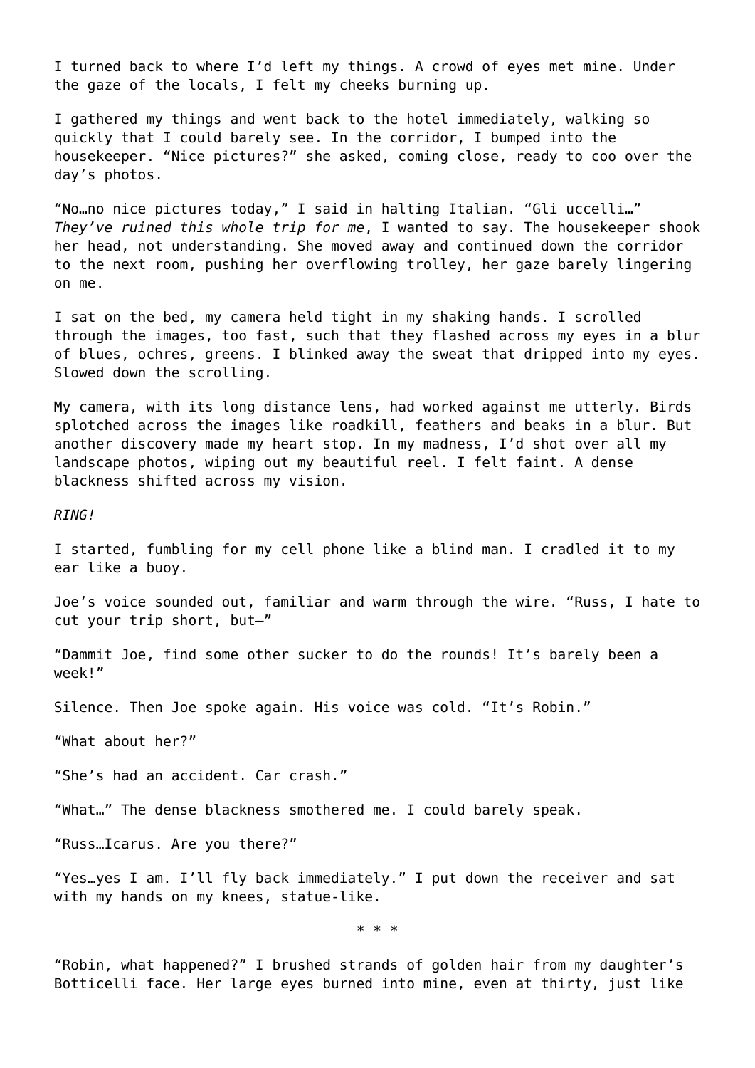I turned back to where I'd left my things. A crowd of eyes met mine. Under the gaze of the locals, I felt my cheeks burning up.

I gathered my things and went back to the hotel immediately, walking so quickly that I could barely see. In the corridor, I bumped into the housekeeper. "Nice pictures?" she asked, coming close, ready to coo over the day's photos.

"No…no nice pictures today," I said in halting Italian. "Gli uccelli…" *They've ruined this whole trip for me*, I wanted to say. The housekeeper shook her head, not understanding. She moved away and continued down the corridor to the next room, pushing her overflowing trolley, her gaze barely lingering on me.

I sat on the bed, my camera held tight in my shaking hands. I scrolled through the images, too fast, such that they flashed across my eyes in a blur of blues, ochres, greens. I blinked away the sweat that dripped into my eyes. Slowed down the scrolling.

My camera, with its long distance lens, had worked against me utterly. Birds splotched across the images like roadkill, feathers and beaks in a blur. But another discovery made my heart stop. In my madness, I'd shot over all my landscape photos, wiping out my beautiful reel. I felt faint. A dense blackness shifted across my vision.

*RING!*

I started, fumbling for my cell phone like a blind man. I cradled it to my ear like a buoy.

Joe's voice sounded out, familiar and warm through the wire. "Russ, I hate to cut your trip short, but—"

"Dammit Joe, find some other sucker to do the rounds! It's barely been a week!"

Silence. Then Joe spoke again. His voice was cold. "It's Robin."

"What about her?"

"She's had an accident. Car crash."

"What…" The dense blackness smothered me. I could barely speak.

"Russ…Icarus. Are you there?"

"Yes…yes I am. I'll fly back immediately." I put down the receiver and sat with my hands on my knees, statue-like.

* * *

"Robin, what happened?" I brushed strands of golden hair from my daughter's Botticelli face. Her large eyes burned into mine, even at thirty, just like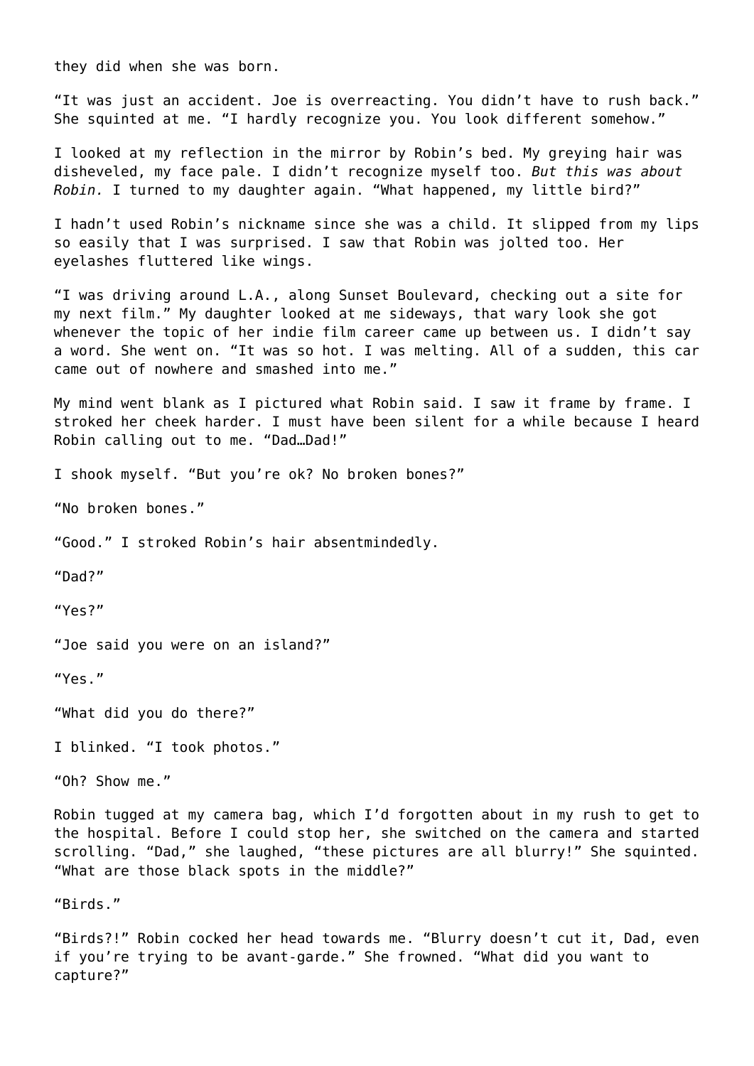they did when she was born.

“It was just an accident. Joe is overreacting. You didn’t have to rush back.” She squinted at me. “I hardly recognize you. You look different somehow.”

I looked at my reflection in the mirror by Robin’s bed. My greying hair was disheveled, my face pale. I didn’t recognize myself too. *But this was about Robin.* I turned to my daughter again. “What happened, my little bird?”

I hadn’t used Robin’s nickname since she was a child. It slipped from my lips so easily that I was surprised. I saw that Robin was jolted too. Her eyelashes fluttered like wings.

“I was driving around L.A., along Sunset Boulevard, checking out a site for my next film.” My daughter looked at me sideways, that wary look she got whenever the topic of her indie film career came up between us. I didn’t say a word. She went on. “It was so hot. I was melting. All of a sudden, this car came out of nowhere and smashed into me.”

My mind went blank as I pictured what Robin said. I saw it frame by frame. I stroked her cheek harder. I must have been silent for a while because I heard Robin calling out to me. “Dad…Dad!”

I shook myself. “But you’re ok? No broken bones?”

“No broken bones.”

“Good.” I stroked Robin’s hair absentmindedly.

“Dad?”

“Yes?”

“Joe said you were on an island?”

“Yes.”

“What did you do there?”

I blinked. “I took photos.”

“Oh? Show me.”

Robin tugged at my camera bag, which I’d forgotten about in my rush to get to the hospital. Before I could stop her, she switched on the camera and started scrolling. “Dad,” she laughed, “these pictures are all blurry!” She squinted. “What are those black spots in the middle?”

“Birds.”

“Birds?!” Robin cocked her head towards me. “Blurry doesn’t cut it, Dad, even if you’re trying to be avant-garde.” She frowned. “What did you want to capture?”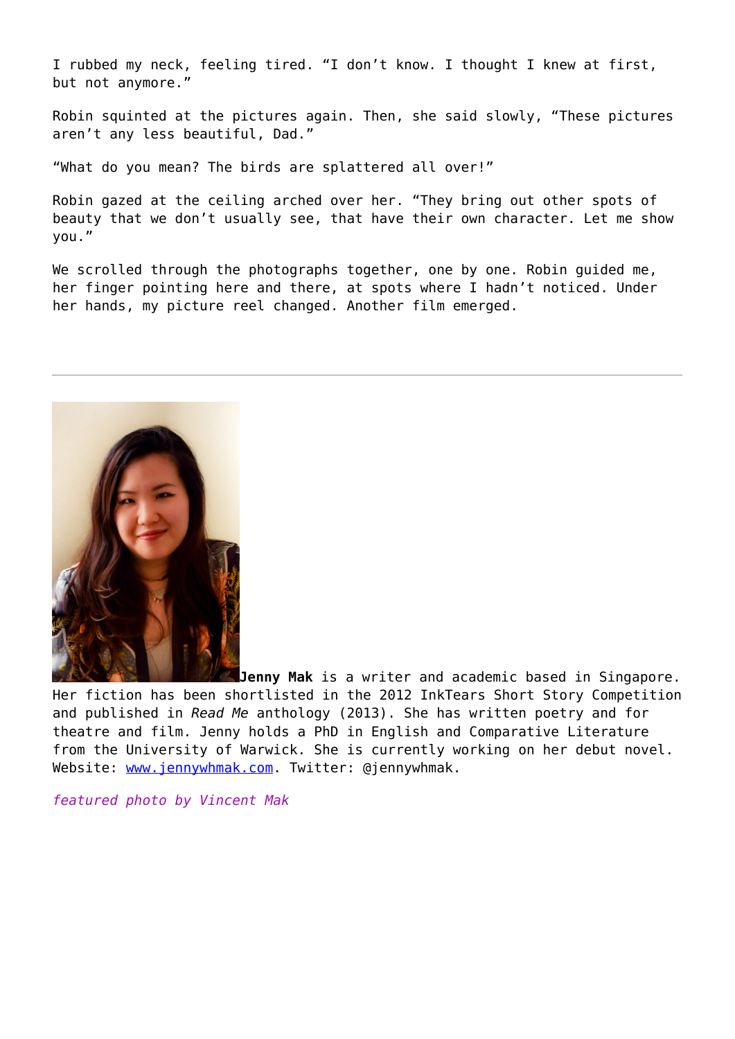I rubbed my neck, feeling tired. "I don't know. I thought I knew at first, but not anymore."

Robin squinted at the pictures again. Then, she said slowly, "These pictures aren't any less beautiful, Dad."

"What do you mean? The birds are splattered all over!"

Robin gazed at the ceiling arched over her. "They bring out other spots of beauty that we don't usually see, that have their own character. Let me show you."

We scrolled through the photographs together, one by one. Robin guided me, her finger pointing here and there, at spots where I hadn't noticed. Under her hands, my picture reel changed. Another film emerged.

---

**Jenny Mak** is a writer and academic based in Singapore. Her fiction has been shortlisted in the 2012 InkTears Short Story Competition and published in *Read Me* anthology (2013). She has written poetry and for theatre and film. Jenny holds a PhD in English and Comparative Literature from the University of Warwick. She is currently working on her debut novel. Website: [www.jennywhmak.com](http://www.jennywhmak.com). Twitter: @jennywhmak.

*featured photo by Vincent Mak*